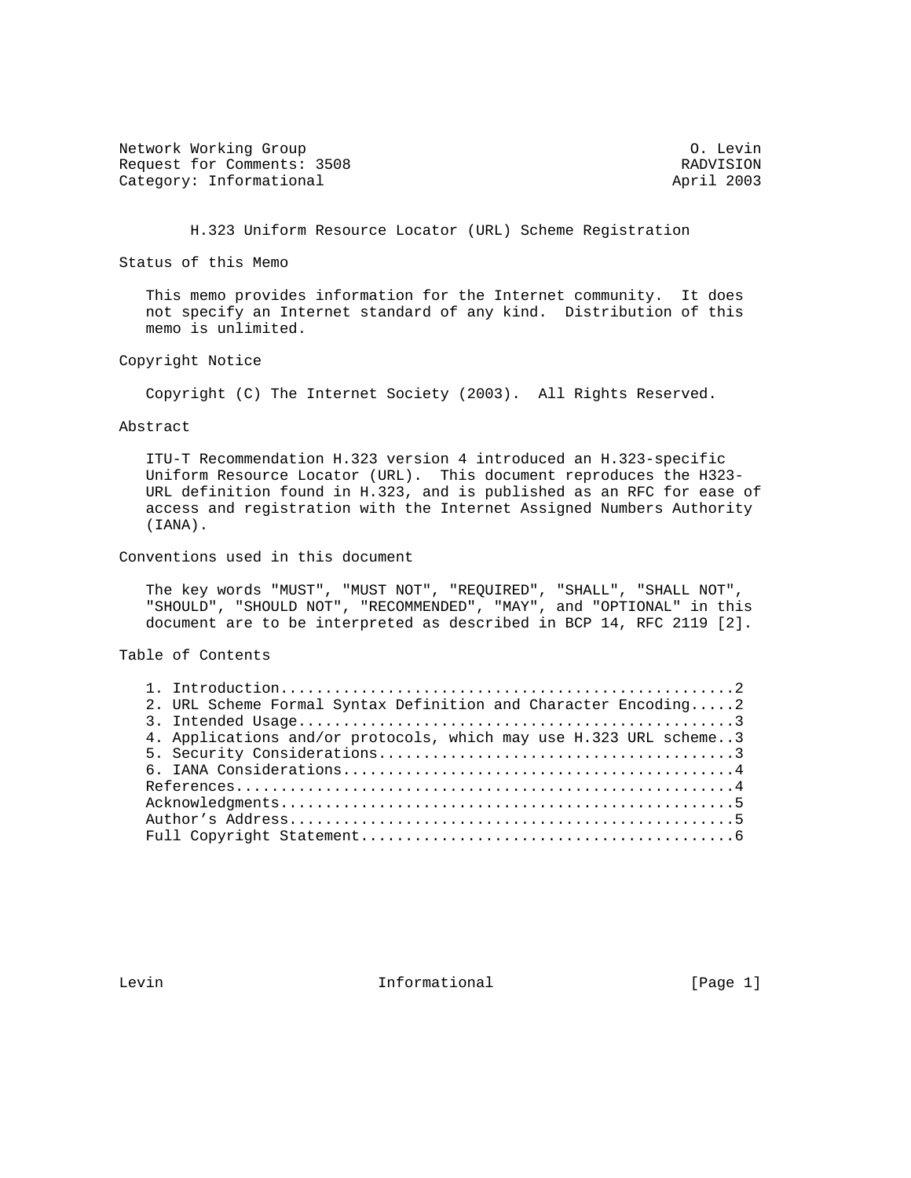Network Working Group                                           O. Levin
Request for Comments: 3508                                     RADVISION
Category: Informational                                       April 2003

# H.323 Uniform Resource Locator (URL) Scheme Registration

## Status of this Memo

This memo provides information for the Internet community. It does not specify an Internet standard of any kind. Distribution of this memo is unlimited.

## Copyright Notice

Copyright (C) The Internet Society (2003). All Rights Reserved.

## Abstract

ITU-T Recommendation H.323 version 4 introduced an H.323-specific Uniform Resource Locator (URL). This document reproduces the H323-URL definition found in H.323, and is published as an RFC for ease of access and registration with the Internet Assigned Numbers Authority (IANA).

## Conventions used in this document

The key words "MUST", "MUST NOT", "REQUIRED", "SHALL", "SHALL NOT", "SHOULD", "SHOULD NOT", "RECOMMENDED", "MAY", and "OPTIONAL" in this document are to be interpreted as described in BCP 14, RFC 2119 [2].

## Table of Contents

```
1. Introduction..................................................2
2. URL Scheme Formal Syntax Definition and Character Encoding.....2
3. Intended Usage................................................3
4. Applications and/or protocols, which may use H.323 URL scheme..3
5. Security Considerations.......................................3
6. IANA Considerations...........................................4
References.......................................................4
Acknowledgments..................................................5
Author's Address.................................................5
Full Copyright Statement.........................................6
```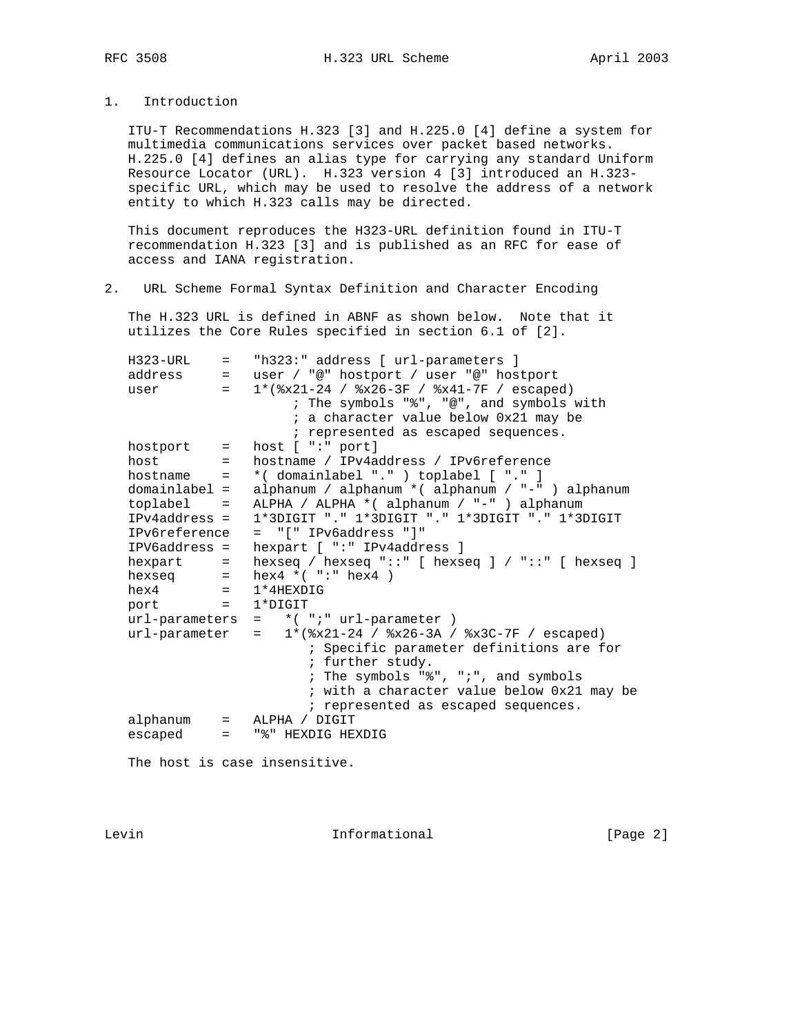# 1. Introduction

ITU-T Recommendations H.323 [3] and H.225.0 [4] define a system for multimedia communications services over packet based networks. H.225.0 [4] defines an alias type for carrying any standard Uniform Resource Locator (URL). H.323 version 4 [3] introduced an H.323-specific URL, which may be used to resolve the address of a network entity to which H.323 calls may be directed.

This document reproduces the H323-URL definition found in ITU-T recommendation H.323 [3] and is published as an RFC for ease of access and IANA registration.

# 2. URL Scheme Formal Syntax Definition and Character Encoding

The H.323 URL is defined in ABNF as shown below. Note that it utilizes the Core Rules specified in section 6.1 of [2].

```
H323-URL     =   "h323:" address [ url-parameters ]
address      =   user / "@" hostport / user "@" hostport
user         =   1*(%x21-24 / %x26-3F / %x41-7F / escaped)
                      ; The symbols "%", "@", and symbols with
                      ; a character value below 0x21 may be
                      ; represented as escaped sequences.
hostport     =   host [ ":" port]
host         =   hostname / IPv4address / IPv6reference
hostname     =   *( domainlabel "." ) toplabel [ "." ]
domainlabel =   alphanum / alphanum *( alphanum / "-" ) alphanum
toplabel     =   ALPHA / ALPHA *( alphanum / "-" ) alphanum
IPv4address =   1*3DIGIT "." 1*3DIGIT "." 1*3DIGIT "." 1*3DIGIT
IPv6reference   =  "[" IPv6address "]"
IPV6address =   hexpart [ ":" IPv4address ]
hexpart      =   hexseq / hexseq "::" [ hexseq ] / "::" [ hexseq ]
hexseq       =   hex4 *( ":" hex4 )
hex4         =   1*4HEXDIG
port         =   1*DIGIT
url-parameters  =   *( ";" url-parameter )
url-parameter   =   1*(%x21-24 / %x26-3A / %x3C-7F / escaped)
                        ; Specific parameter definitions are for
                        ; further study.
                        ; The symbols "%", ";", and symbols
                        ; with a character value below 0x21 may be
                        ; represented as escaped sequences.
alphanum     =   ALPHA / DIGIT
escaped      =   "%" HEXDIG HEXDIG
```

The host is case insensitive.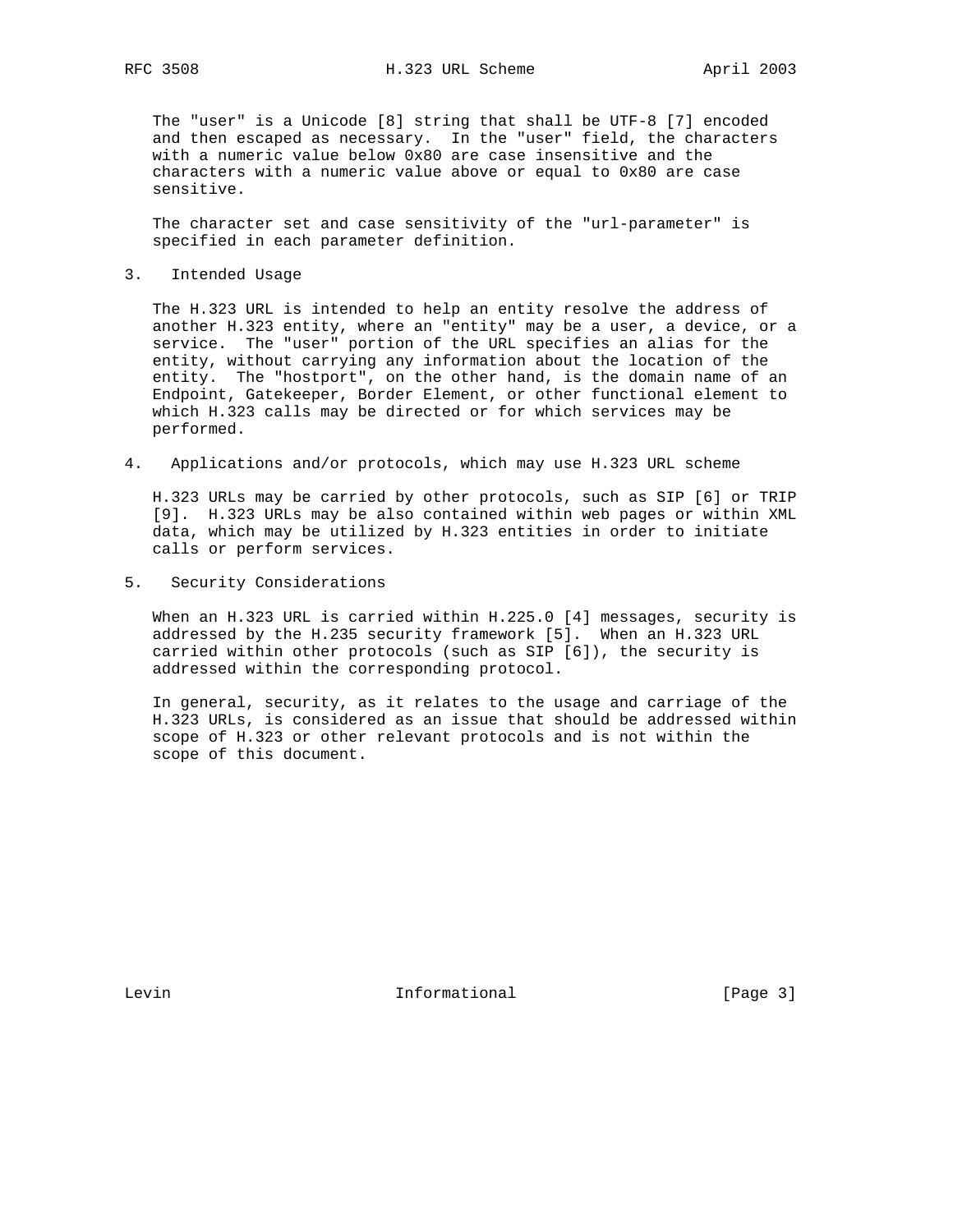The "user" is a Unicode [8] string that shall be UTF-8 [7] encoded and then escaped as necessary. In the "user" field, the characters with a numeric value below 0x80 are case insensitive and the characters with a numeric value above or equal to 0x80 are case sensitive.

The character set and case sensitivity of the "url-parameter" is specified in each parameter definition.

## 3. Intended Usage

The H.323 URL is intended to help an entity resolve the address of another H.323 entity, where an "entity" may be a user, a device, or a service. The "user" portion of the URL specifies an alias for the entity, without carrying any information about the location of the entity. The "hostport", on the other hand, is the domain name of an Endpoint, Gatekeeper, Border Element, or other functional element to which H.323 calls may be directed or for which services may be performed.

## 4. Applications and/or protocols, which may use H.323 URL scheme

H.323 URLs may be carried by other protocols, such as SIP [6] or TRIP [9]. H.323 URLs may be also contained within web pages or within XML data, which may be utilized by H.323 entities in order to initiate calls or perform services.

## 5. Security Considerations

When an H.323 URL is carried within H.225.0 [4] messages, security is addressed by the H.235 security framework [5]. When an H.323 URL carried within other protocols (such as SIP [6]), the security is addressed within the corresponding protocol.

In general, security, as it relates to the usage and carriage of the H.323 URLs, is considered as an issue that should be addressed within scope of H.323 or other relevant protocols and is not within the scope of this document.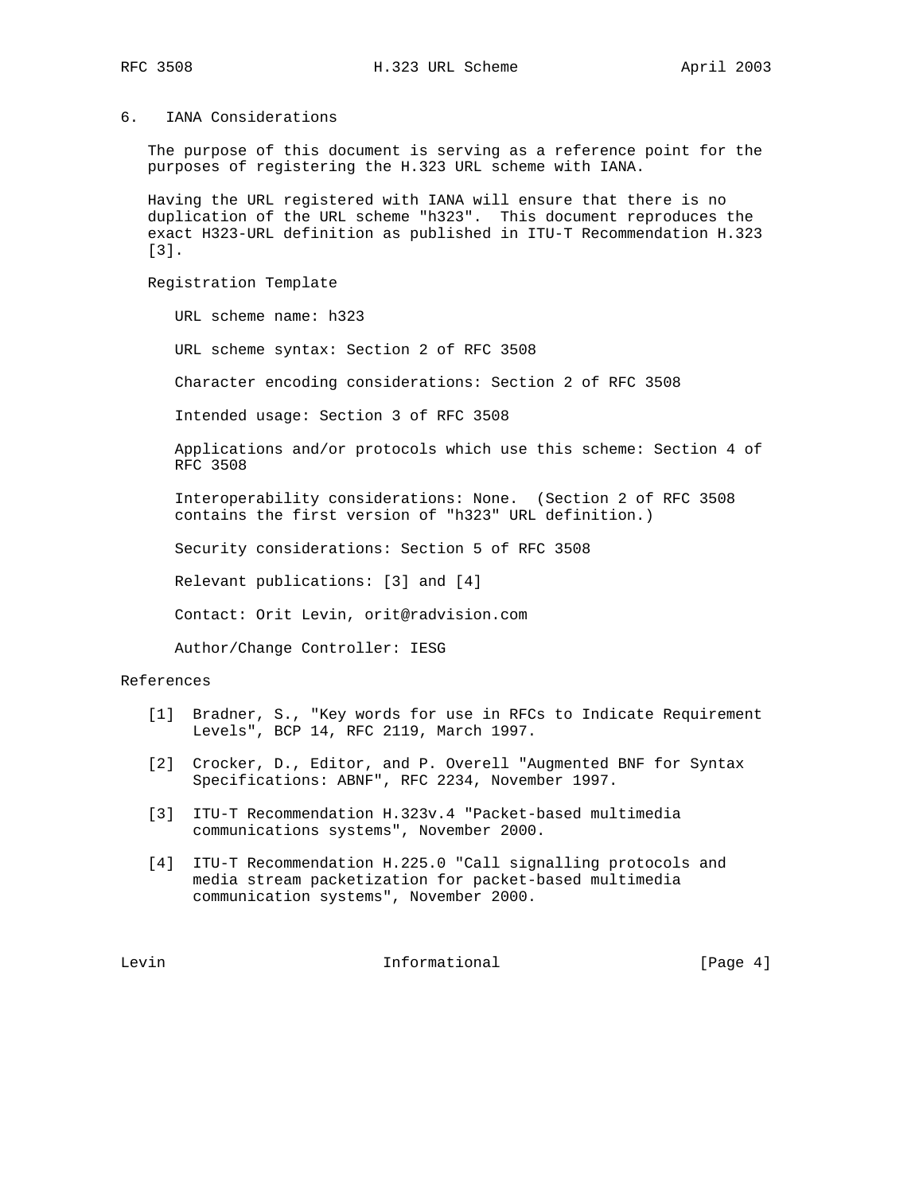## 6. IANA Considerations

The purpose of this document is serving as a reference point for the purposes of registering the H.323 URL scheme with IANA.

Having the URL registered with IANA will ensure that there is no duplication of the URL scheme "h323". This document reproduces the exact H323-URL definition as published in ITU-T Recommendation H.323 [3].

Registration Template

URL scheme name: h323

URL scheme syntax: Section 2 of RFC 3508

Character encoding considerations: Section 2 of RFC 3508

Intended usage: Section 3 of RFC 3508

Applications and/or protocols which use this scheme: Section 4 of RFC 3508

Interoperability considerations: None. (Section 2 of RFC 3508 contains the first version of "h323" URL definition.)

Security considerations: Section 5 of RFC 3508

Relevant publications: [3] and [4]

Contact: Orit Levin, orit@radvision.com

Author/Change Controller: IESG

## References

[1] Bradner, S., "Key words for use in RFCs to Indicate Requirement Levels", BCP 14, RFC 2119, March 1997.

[2] Crocker, D., Editor, and P. Overell "Augmented BNF for Syntax Specifications: ABNF", RFC 2234, November 1997.

[3] ITU-T Recommendation H.323v.4 "Packet-based multimedia communications systems", November 2000.

[4] ITU-T Recommendation H.225.0 "Call signalling protocols and media stream packetization for packet-based multimedia communication systems", November 2000.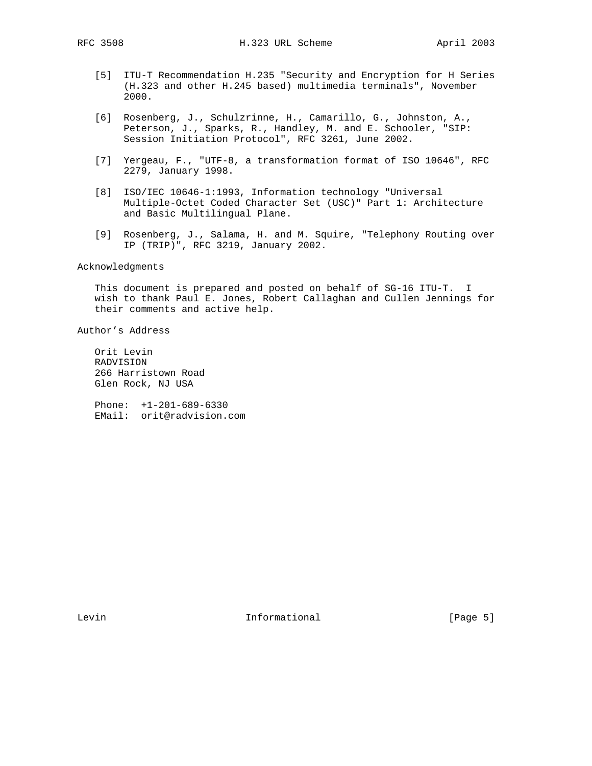[5] ITU-T Recommendation H.235 "Security and Encryption for H Series (H.323 and other H.245 based) multimedia terminals", November 2000.

[6] Rosenberg, J., Schulzrinne, H., Camarillo, G., Johnston, A., Peterson, J., Sparks, R., Handley, M. and E. Schooler, "SIP: Session Initiation Protocol", RFC 3261, June 2002.

[7] Yergeau, F., "UTF-8, a transformation format of ISO 10646", RFC 2279, January 1998.

[8] ISO/IEC 10646-1:1993, Information technology "Universal Multiple-Octet Coded Character Set (USC)" Part 1: Architecture and Basic Multilingual Plane.

[9] Rosenberg, J., Salama, H. and M. Squire, "Telephony Routing over IP (TRIP)", RFC 3219, January 2002.

## Acknowledgments

This document is prepared and posted on behalf of SG-16 ITU-T. I wish to thank Paul E. Jones, Robert Callaghan and Cullen Jennings for their comments and active help.

## Author's Address

Orit Levin
RADVISION
266 Harristown Road
Glen Rock, NJ USA

Phone: +1-201-689-6330
EMail: orit@radvision.com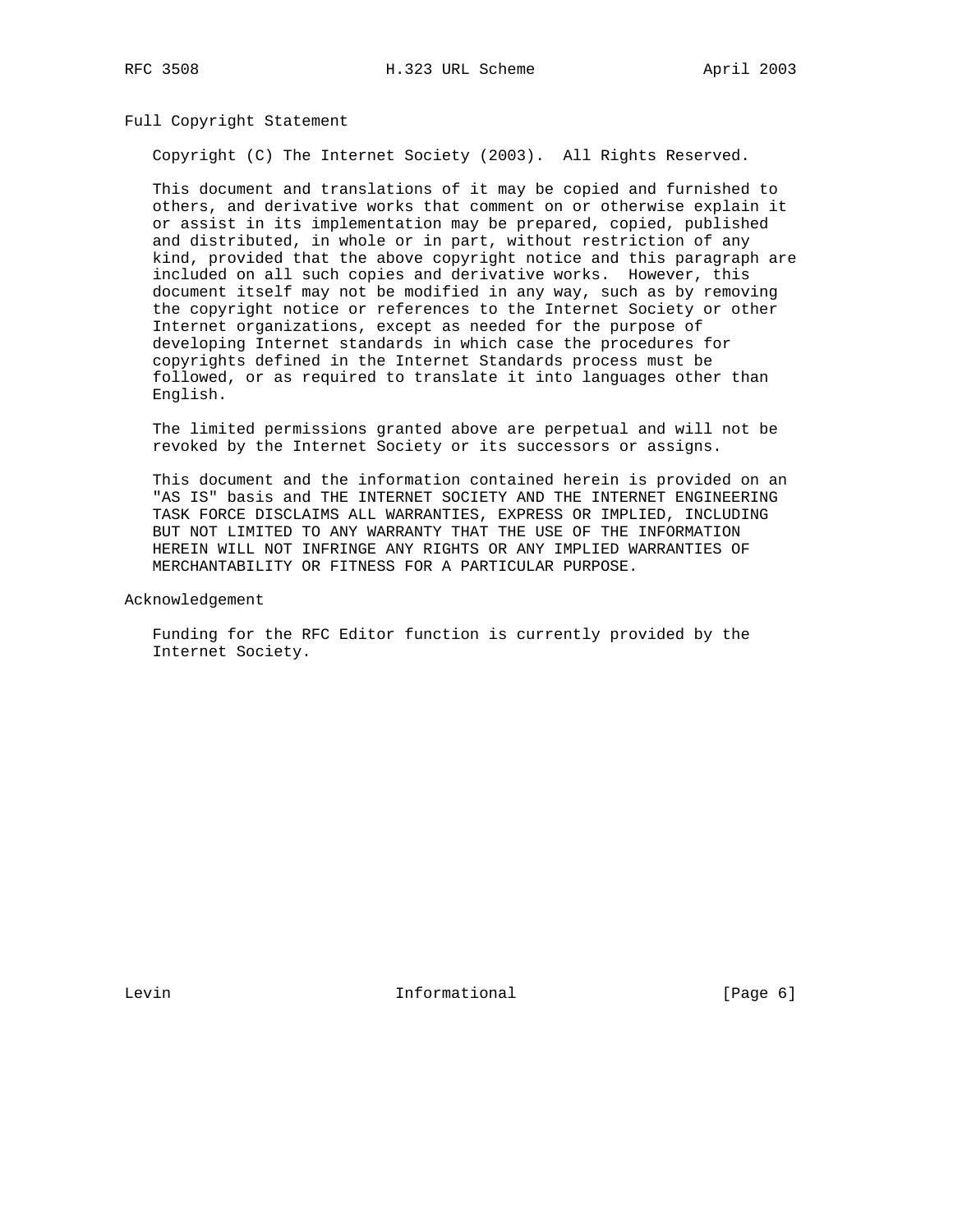## Full Copyright Statement

Copyright (C) The Internet Society (2003). All Rights Reserved.

This document and translations of it may be copied and furnished to others, and derivative works that comment on or otherwise explain it or assist in its implementation may be prepared, copied, published and distributed, in whole or in part, without restriction of any kind, provided that the above copyright notice and this paragraph are included on all such copies and derivative works. However, this document itself may not be modified in any way, such as by removing the copyright notice or references to the Internet Society or other Internet organizations, except as needed for the purpose of developing Internet standards in which case the procedures for copyrights defined in the Internet Standards process must be followed, or as required to translate it into languages other than English.

The limited permissions granted above are perpetual and will not be revoked by the Internet Society or its successors or assigns.

This document and the information contained herein is provided on an "AS IS" basis and THE INTERNET SOCIETY AND THE INTERNET ENGINEERING TASK FORCE DISCLAIMS ALL WARRANTIES, EXPRESS OR IMPLIED, INCLUDING BUT NOT LIMITED TO ANY WARRANTY THAT THE USE OF THE INFORMATION HEREIN WILL NOT INFRINGE ANY RIGHTS OR ANY IMPLIED WARRANTIES OF MERCHANTABILITY OR FITNESS FOR A PARTICULAR PURPOSE.

## Acknowledgement

Funding for the RFC Editor function is currently provided by the Internet Society.